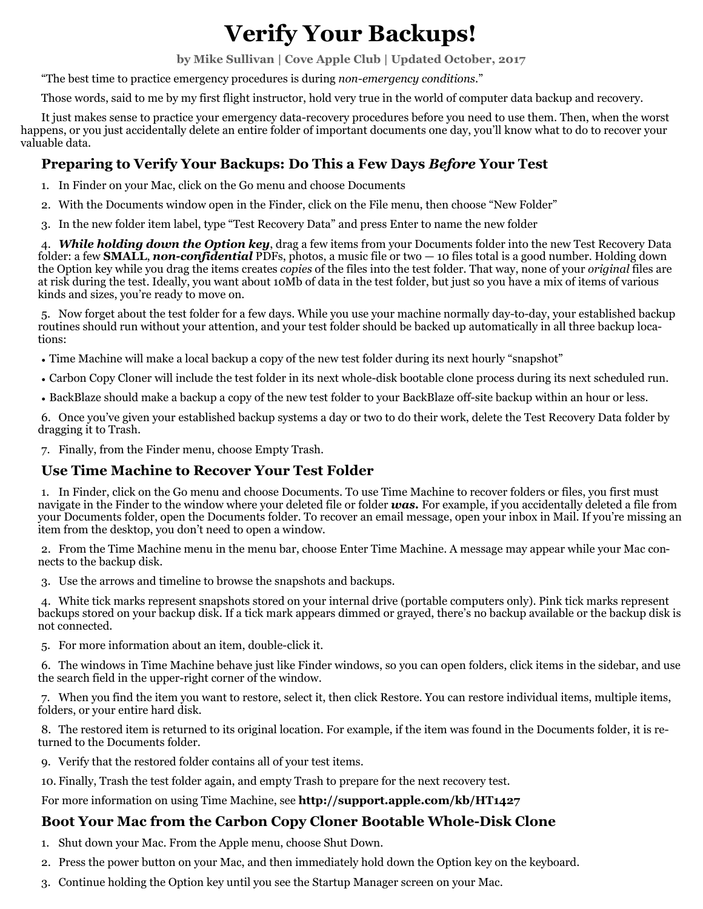# Verify Your Backups!

**by Mike Sullivan | Cove Apple Club | Updated October, 2017**

“The best time to practice emergency procedures is during *non-emergency conditions*.”

Those words, said to me by my first flight instructor, hold very true in the world of computer data backup and recovery.

It just makes sense to practice your emergency data-recovery procedures before you need to use them. Then, when the worst happens, or you just accidentally delete an entire folder of important documents one day, you’ll know what to do to recover your valuable data.

## Preparing to Verify Your Backups: Do This a Few Days *Before* Your Test

1. In Finder on your Mac, click on the Go menu and choose Documents
2. With the Documents window open in the Finder, click on the File menu, then choose “New Folder”
3. In the new folder item label, type “Test Recovery Data” and press Enter to name the new folder
4. ***While holding down the Option key***, drag a few items from your Documents folder into the new Test Recovery Data folder: a few **SMALL**, ***non-confidential*** PDFs, photos, a music file or two — 10 files total is a good number. Holding down the Option key while you drag the items creates *copies* of the files into the test folder. That way, none of your *original* files are at risk during the test. Ideally, you want about 10Mb of data in the test folder, but just so you have a mix of items of various kinds and sizes, you’re ready to move on.
5. Now forget about the test folder for a few days. While you use your machine normally day-to-day, your established backup routines should run without your attention, and your test folder should be backed up automatically in all three backup locations:

- Time Machine will make a local backup a copy of the new test folder during its next hourly “snapshot”
- Carbon Copy Cloner will include the test folder in its next whole-disk bootable clone process during its next scheduled run.
- BackBlaze should make a backup a copy of the new test folder to your BackBlaze off-site backup within an hour or less.

6. Once you’ve given your established backup systems a day or two to do their work, delete the Test Recovery Data folder by dragging it to Trash.
7. Finally, from the Finder menu, choose Empty Trash.

## Use Time Machine to Recover Your Test Folder

1. In Finder, click on the Go menu and choose Documents. To use Time Machine to recover folders or files, you first must navigate in the Finder to the window where your deleted file or folder ***was.*** For example, if you accidentally deleted a file from your Documents folder, open the Documents folder. To recover an email message, open your inbox in Mail. If you’re missing an item from the desktop, you don’t need to open a window.
2. From the Time Machine menu in the menu bar, choose Enter Time Machine. A message may appear while your Mac connects to the backup disk.
3. Use the arrows and timeline to browse the snapshots and backups.
4. White tick marks represent snapshots stored on your internal drive (portable computers only). Pink tick marks represent backups stored on your backup disk. If a tick mark appears dimmed or grayed, there’s no backup available or the backup disk is not connected.
5. For more information about an item, double-click it.
6. The windows in Time Machine behave just like Finder windows, so you can open folders, click items in the sidebar, and use the search field in the upper-right corner of the window.
7. When you find the item you want to restore, select it, then click Restore. You can restore individual items, multiple items, folders, or your entire hard disk.
8. The restored item is returned to its original location. For example, if the item was found in the Documents folder, it is returned to the Documents folder.
9. Verify that the restored folder contains all of your test items.
10. Finally, Trash the test folder again, and empty Trash to prepare for the next recovery test.

For more information on using Time Machine, see **http://support.apple.com/kb/HT1427**

## Boot Your Mac from the Carbon Copy Cloner Bootable Whole-Disk Clone

1. Shut down your Mac. From the Apple menu, choose Shut Down.
2. Press the power button on your Mac, and then immediately hold down the Option key on the keyboard.
3. Continue holding the Option key until you see the Startup Manager screen on your Mac.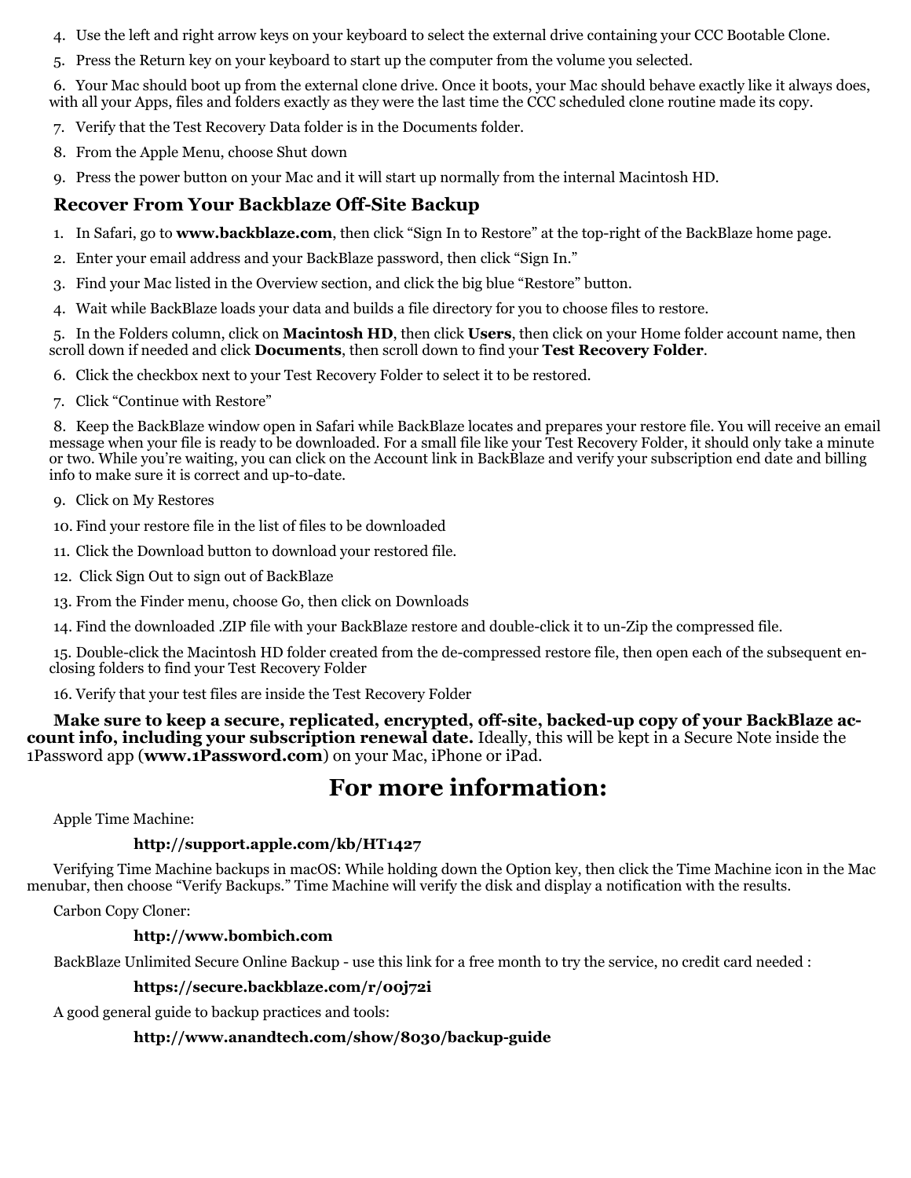4. Use the left and right arrow keys on your keyboard to select the external drive containing your CCC Bootable Clone.
5. Press the Return key on your keyboard to start up the computer from the volume you selected.
6. Your Mac should boot up from the external clone drive. Once it boots, your Mac should behave exactly like it always does, with all your Apps, files and folders exactly as they were the last time the CCC scheduled clone routine made its copy.
7. Verify that the Test Recovery Data folder is in the Documents folder.
8. From the Apple Menu, choose Shut down
9. Press the power button on your Mac and it will start up normally from the internal Macintosh HD.

### Recover From Your Backblaze Off-Site Backup

1. In Safari, go to **www.backblaze.com**, then click "Sign In to Restore" at the top-right of the BackBlaze home page.
2. Enter your email address and your BackBlaze password, then click "Sign In."
3. Find your Mac listed in the Overview section, and click the big blue "Restore" button.
4. Wait while BackBlaze loads your data and builds a file directory for you to choose files to restore.
5. In the Folders column, click on **Macintosh HD**, then click **Users**, then click on your Home folder account name, then scroll down if needed and click **Documents**, then scroll down to find your **Test Recovery Folder**.
6. Click the checkbox next to your Test Recovery Folder to select it to be restored.
7. Click "Continue with Restore"
8. Keep the BackBlaze window open in Safari while BackBlaze locates and prepares your restore file. You will receive an email message when your file is ready to be downloaded. For a small file like your Test Recovery Folder, it should only take a minute or two. While you're waiting, you can click on the Account link in BackBlaze and verify your subscription end date and billing info to make sure it is correct and up-to-date.
9. Click on My Restores
10. Find your restore file in the list of files to be downloaded
11. Click the Download button to download your restored file.
12. Click Sign Out to sign out of BackBlaze
13. From the Finder menu, choose Go, then click on Downloads
14. Find the downloaded .ZIP file with your BackBlaze restore and double-click it to un-Zip the compressed file.
15. Double-click the Macintosh HD folder created from the de-compressed restore file, then open each of the subsequent enclosing folders to find your Test Recovery Folder
16. Verify that your test files are inside the Test Recovery Folder

**Make sure to keep a secure, replicated, encrypted, off-site, backed-up copy of your BackBlaze account info, including your subscription renewal date.** Ideally, this will be kept in a Secure Note inside the 1Password app (**www.1Password.com**) on your Mac, iPhone or iPad.

## For more information:

Apple Time Machine:

**http://support.apple.com/kb/HT1427**

Verifying Time Machine backups in macOS: While holding down the Option key, then click the Time Machine icon in the Mac menubar, then choose "Verify Backups." Time Machine will verify the disk and display a notification with the results.

Carbon Copy Cloner:

**http://www.bombich.com**

BackBlaze Unlimited Secure Online Backup - use this link for a free month to try the service, no credit card needed :

**https://secure.backblaze.com/r/00j72i**

A good general guide to backup practices and tools:

**http://www.anandtech.com/show/8030/backup-guide**